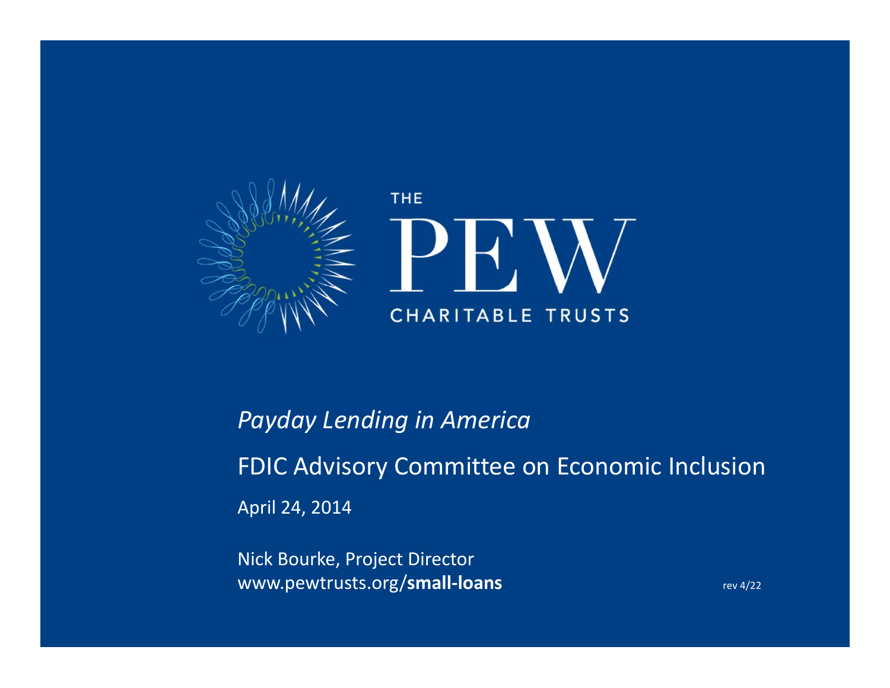THE PEW CHARITABLE TRUSTS

# *Payday Lending in America*

FDIC Advisory Committee on Economic Inclusion

April 24, 2014

Nick Bourke, Project Director
www.pewtrusts.org/**small-loans**

rev 4/22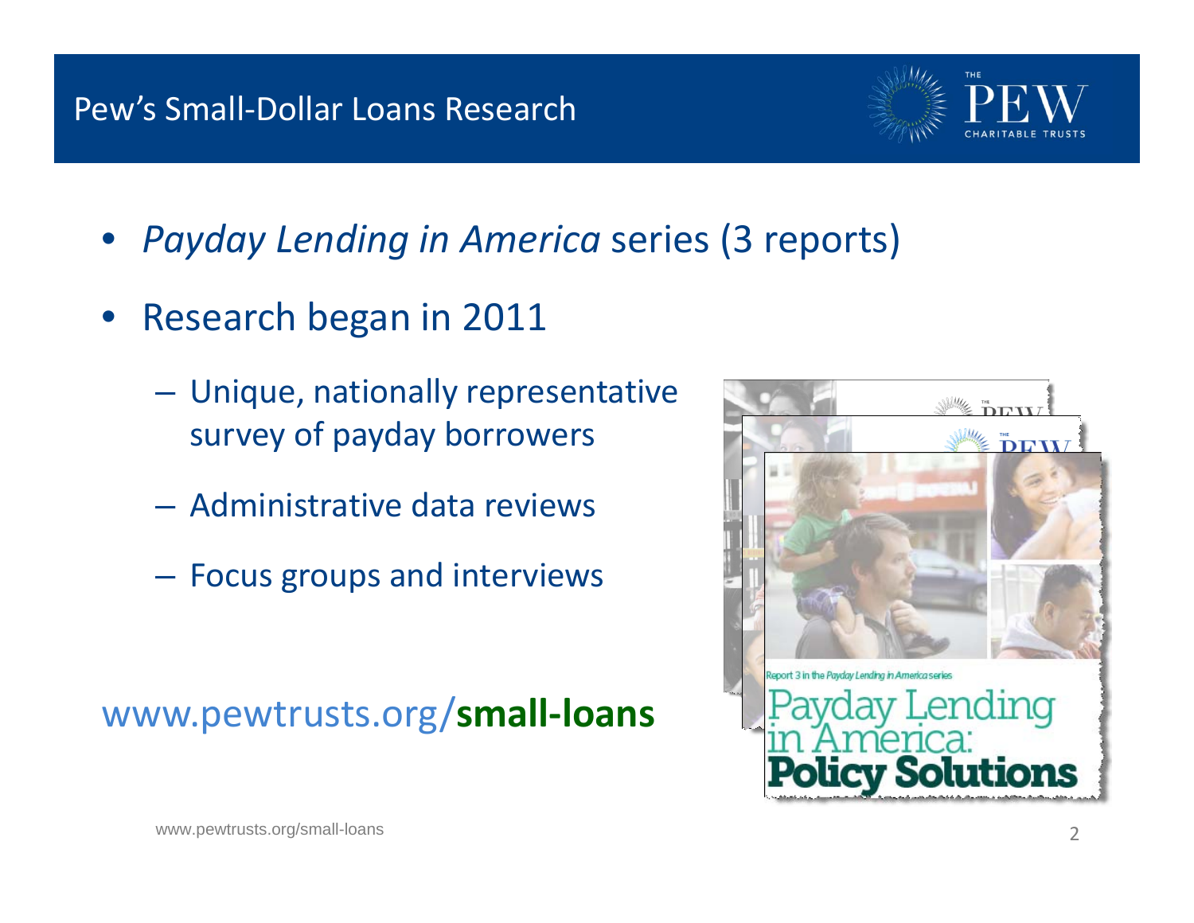# Pew's Small-Dollar Loans Research

- *Payday Lending in America* series (3 reports)
- Research began in 2011
  - Unique, nationally representative survey of payday borrowers
  - Administrative data reviews
  - Focus groups and interviews

www.pewtrusts.org/**small-loans**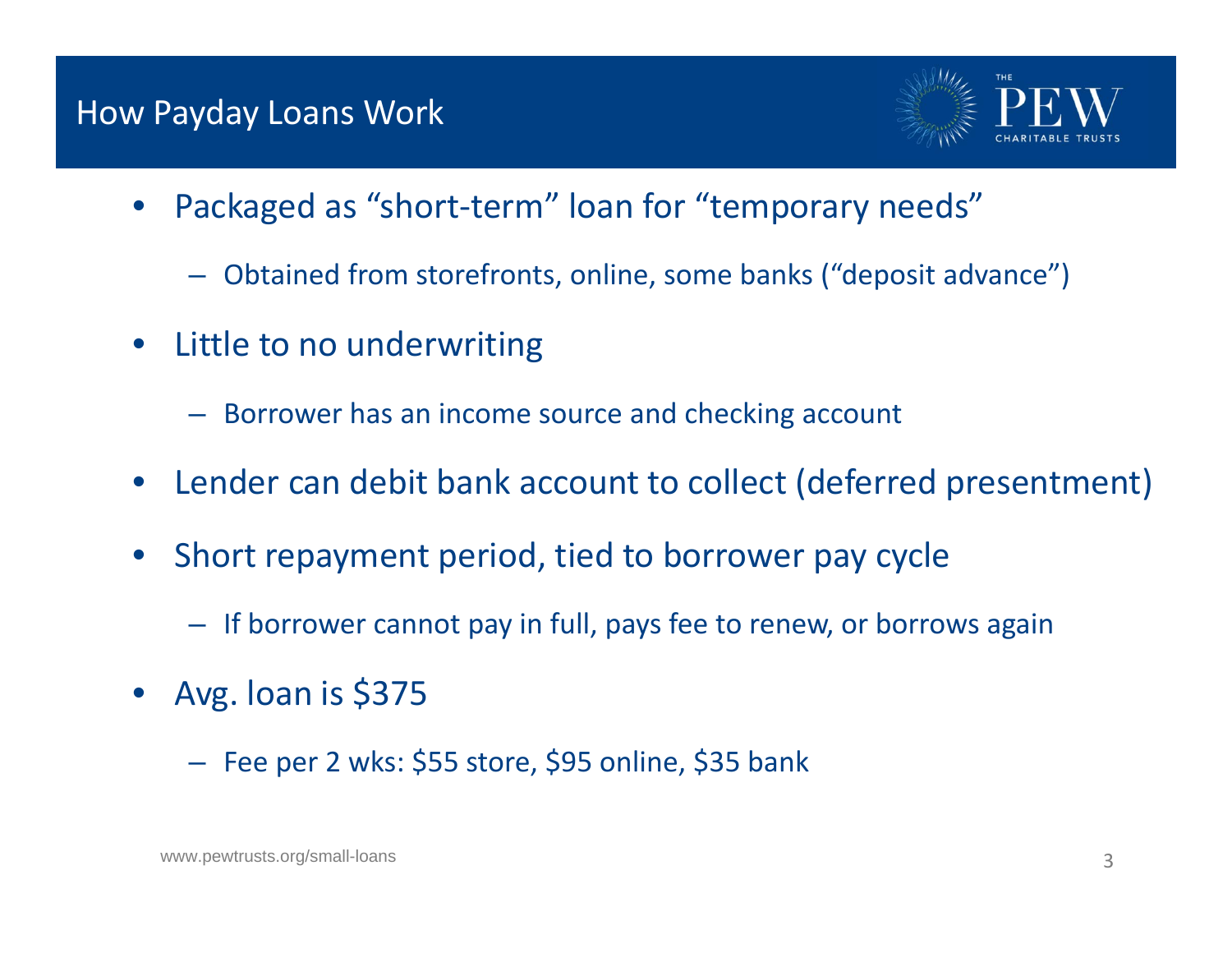# How Payday Loans Work

- Packaged as "short-term" loan for "temporary needs"
  - Obtained from storefronts, online, some banks ("deposit advance")
- Little to no underwriting
  - Borrower has an income source and checking account
- Lender can debit bank account to collect (deferred presentment)
- Short repayment period, tied to borrower pay cycle
  - If borrower cannot pay in full, pays fee to renew, or borrows again
- Avg. loan is $375
  - Fee per 2 wks: $55 store, $95 online, $35 bank

www.pewtrusts.org/small-loans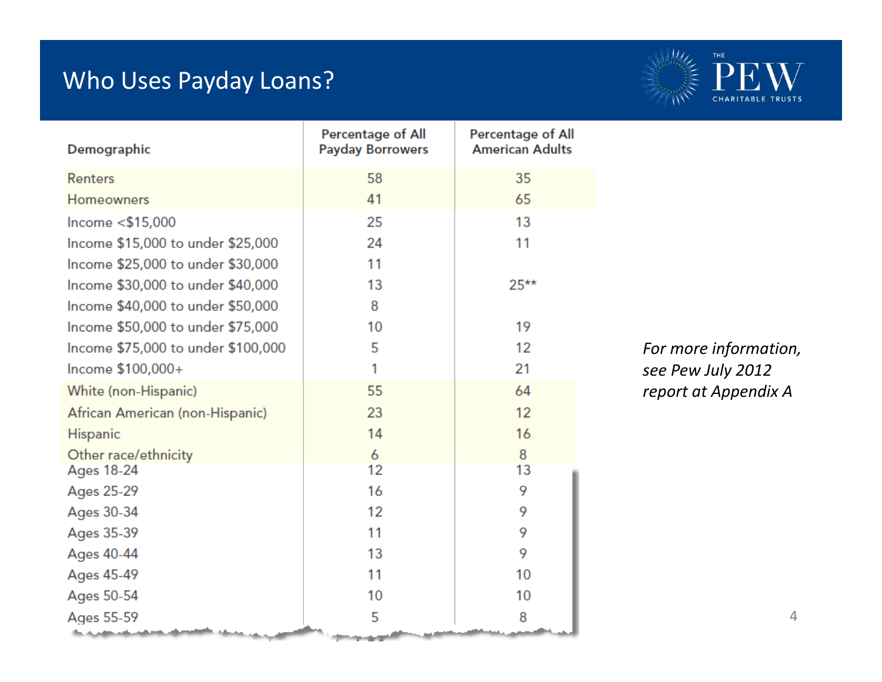# Who Uses Payday Loans?

| Demographic | Percentage of All Payday Borrowers | Percentage of All American Adults |
|---|---|---|
| Renters | 58 | 35 |
| Homeowners | 41 | 65 |
| Income <$15,000 | 25 | 13 |
| Income $15,000 to under $25,000 | 24 | 11 |
| Income $25,000 to under $30,000 | 11 | |
| Income $30,000 to under $40,000 | 13 | 25** |
| Income $40,000 to under $50,000 | 8 | |
| Income $50,000 to under $75,000 | 10 | 19 |
| Income $75,000 to under $100,000 | 5 | 12 |
| Income $100,000+ | 1 | 21 |
| White (non-Hispanic) | 55 | 64 |
| African American (non-Hispanic) | 23 | 12 |
| Hispanic | 14 | 16 |
| Other race/ethnicity | 6 | 8 |
| Ages 18-24 | 12 | 13 |
| Ages 25-29 | 16 | 9 |
| Ages 30-34 | 12 | 9 |
| Ages 35-39 | 11 | 9 |
| Ages 40-44 | 13 | 9 |
| Ages 45-49 | 11 | 10 |
| Ages 50-54 | 10 | 10 |
| Ages 55-59 | 5 | 8 |

*For more information, see Pew July 2012 report at Appendix A*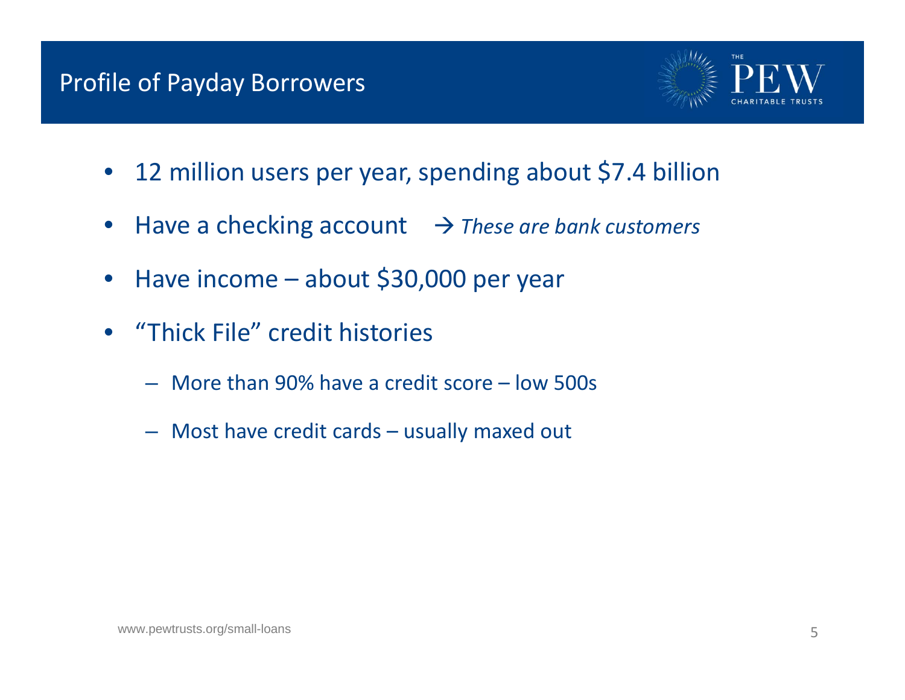# Profile of Payday Borrowers

- 12 million users per year, spending about $7.4 billion
- Have a checking account → *These are bank customers*
- Have income – about $30,000 per year
- "Thick File" credit histories
  - More than 90% have a credit score – low 500s
  - Most have credit cards – usually maxed out

www.pewtrusts.org/small-loans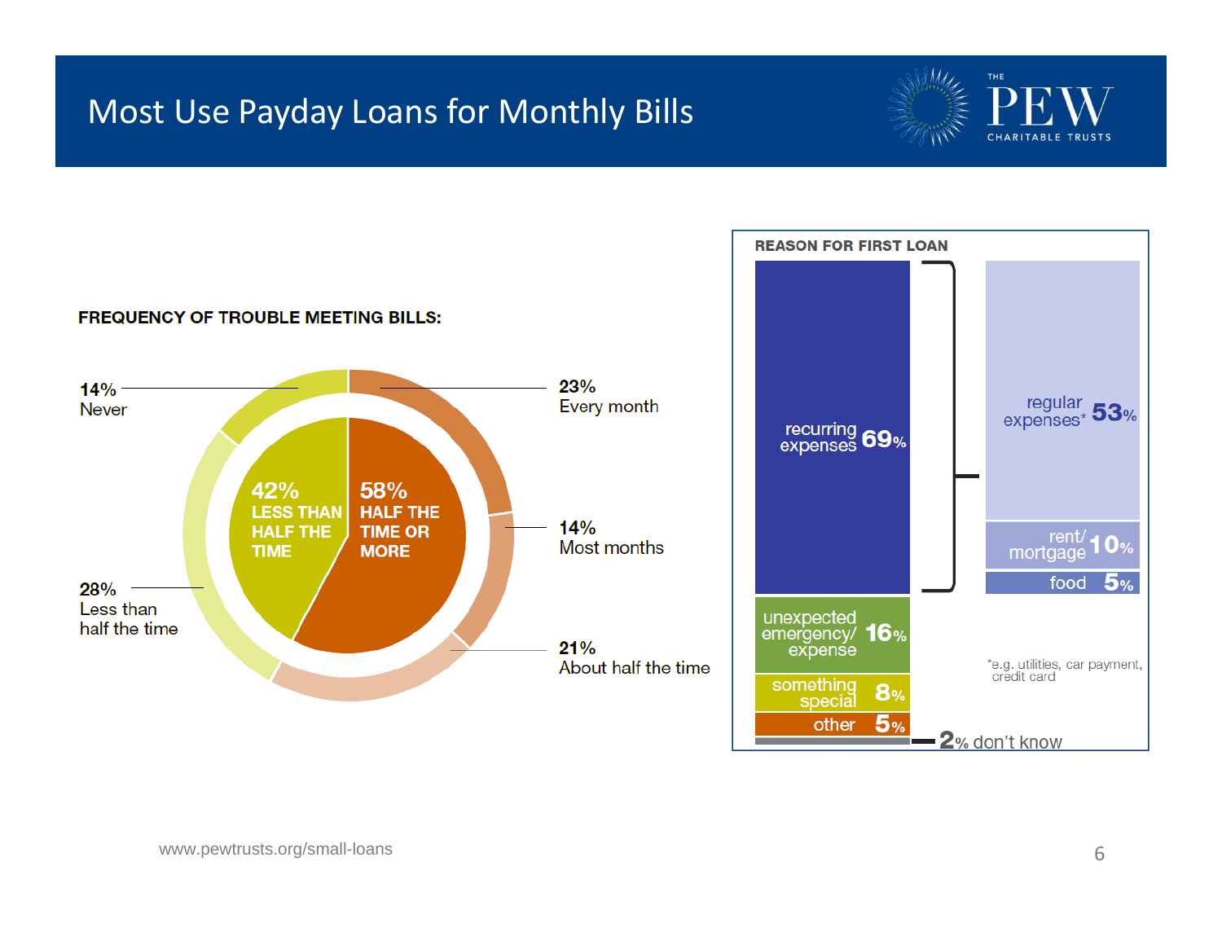# Most Use Payday Loans for Monthly Bills

**FREQUENCY OF TROUBLE MEETING BILLS:**

- **42%** LESS THAN HALF THE TIME
  - 14% Never
  - 28% Less than half the time
- **58%** HALF THE TIME OR MORE
  - 23% Every month
  - 14% Most months
  - 21% About half the time

**REASON FOR FIRST LOAN**

- recurring expenses 69%
  - regular expenses* 53%
  - rent/ mortgage 10%
  - food 5%
- unexpected emergency/ expense 16%
- something special 8%
- other 5%
- 2% don't know

*e.g. utilities, car payment, credit card

www.pewtrusts.org/small-loans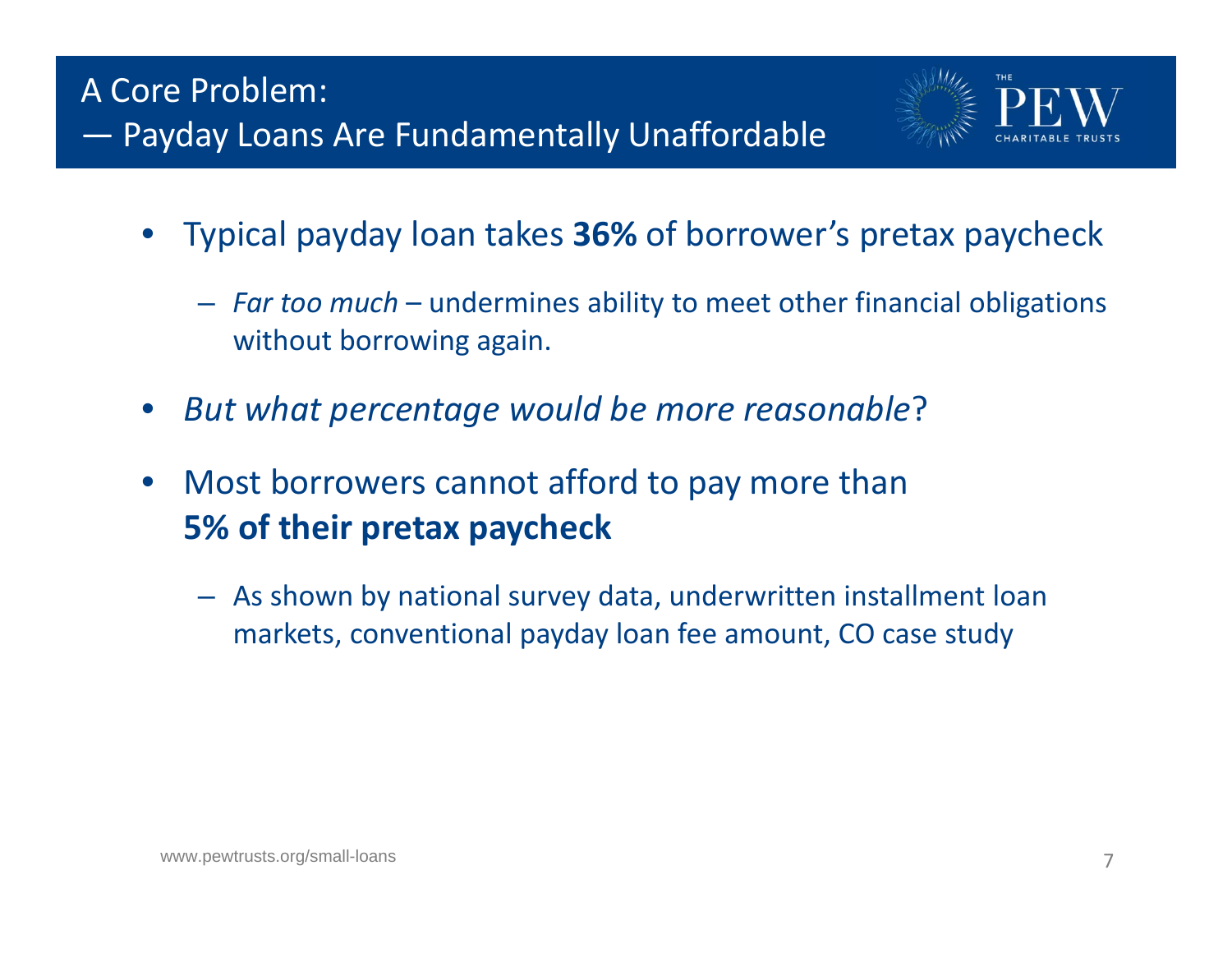# A Core Problem:
## — Payday Loans Are Fundamentally Unaffordable

- Typical payday loan takes **36%** of borrower's pretax paycheck
  - *Far too much* – undermines ability to meet other financial obligations without borrowing again.
- *But what percentage would be more reasonable*?
- Most borrowers cannot afford to pay more than **5% of their pretax paycheck**
  - As shown by national survey data, underwritten installment loan markets, conventional payday loan fee amount, CO case study

www.pewtrusts.org/small-loans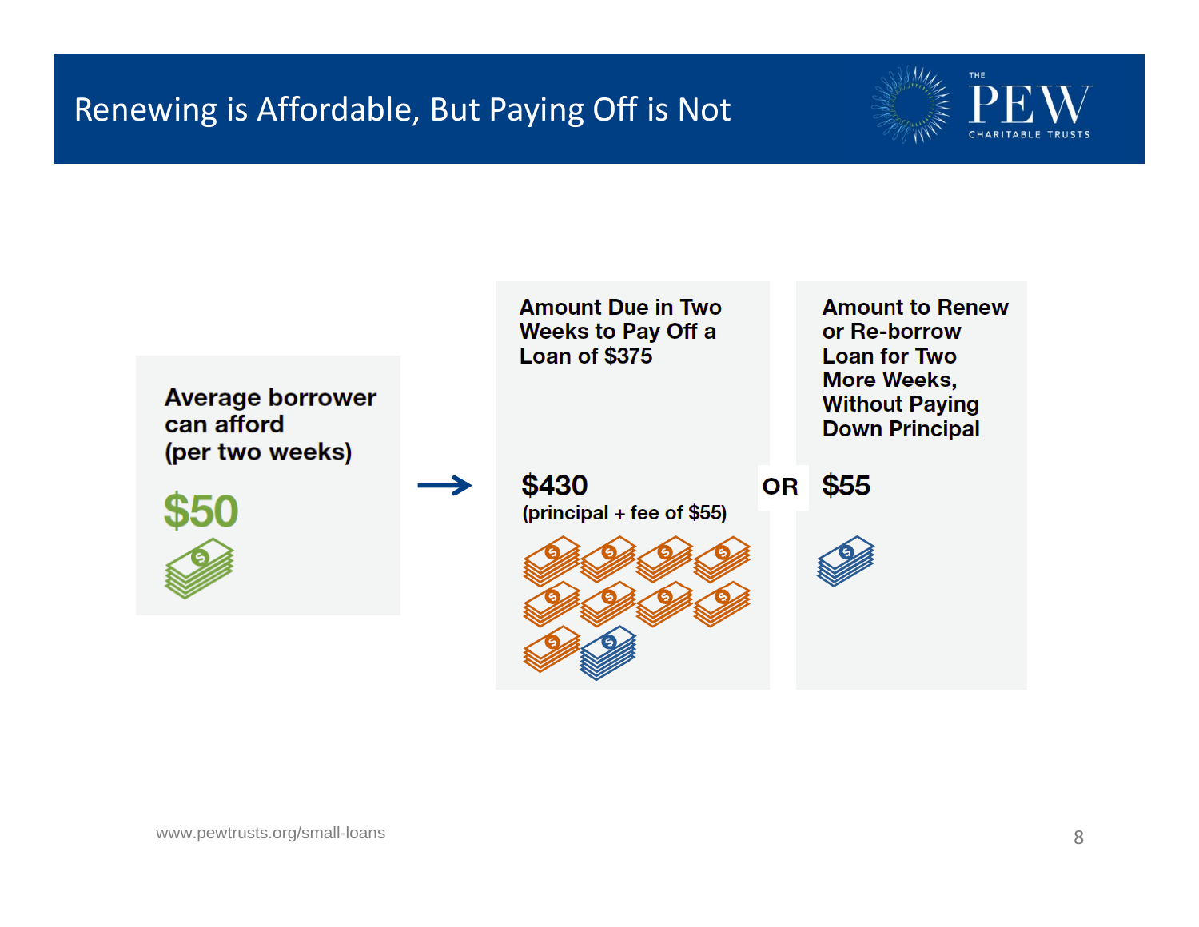# Renewing is Affordable, But Paying Off is Not

**Average borrower can afford (per two weeks)**

**$50**

→

**Amount Due in Two Weeks to Pay Off a Loan of $375**

**$430**
(principal + fee of $55)

**OR**

**Amount to Renew or Re-borrow Loan for Two More Weeks, Without Paying Down Principal**

**$55**

www.pewtrusts.org/small-loans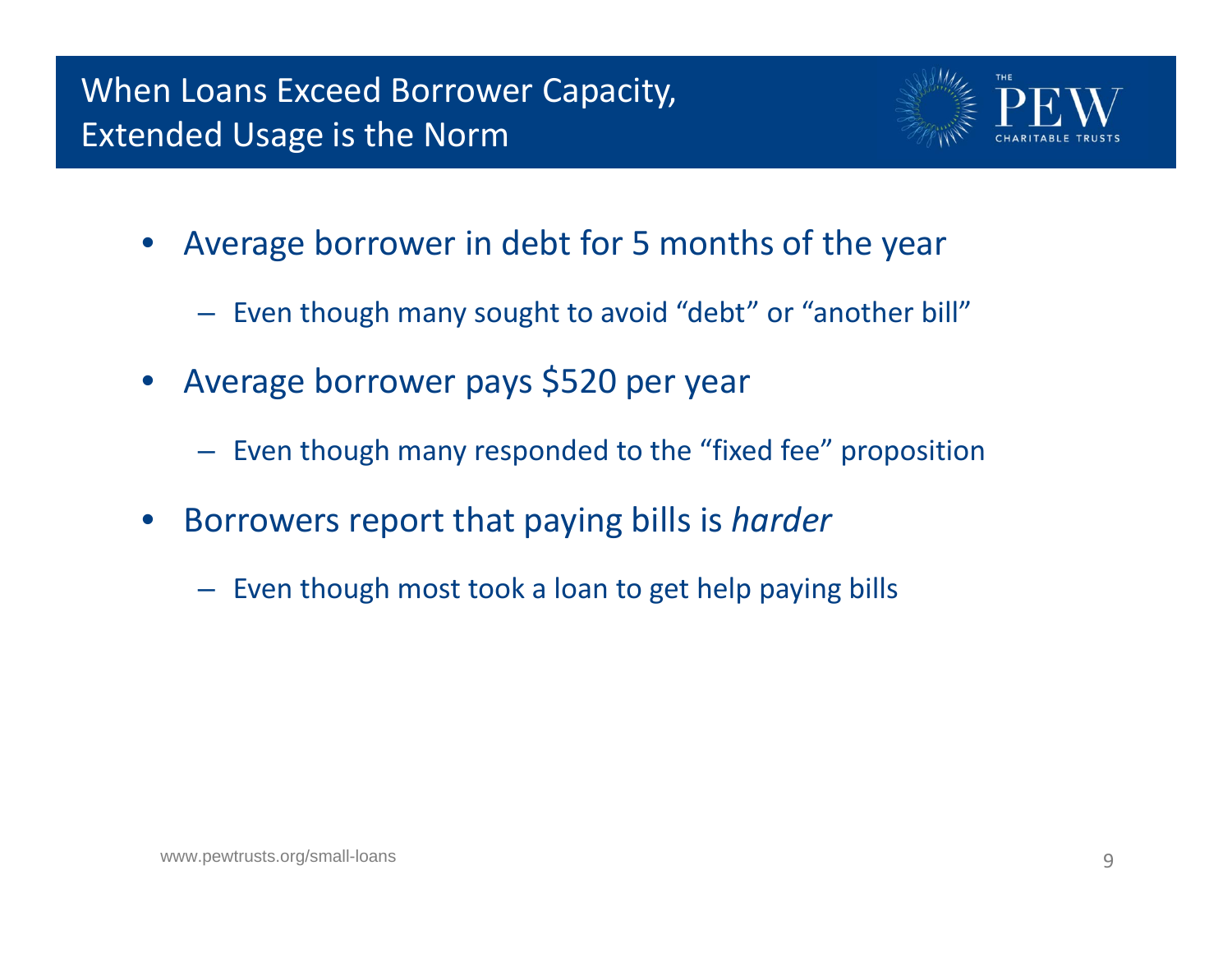# When Loans Exceed Borrower Capacity, Extended Usage is the Norm

- Average borrower in debt for 5 months of the year
  - Even though many sought to avoid "debt" or "another bill"
- Average borrower pays $520 per year
  - Even though many responded to the "fixed fee" proposition
- Borrowers report that paying bills is *harder*
  - Even though most took a loan to get help paying bills

www.pewtrusts.org/small-loans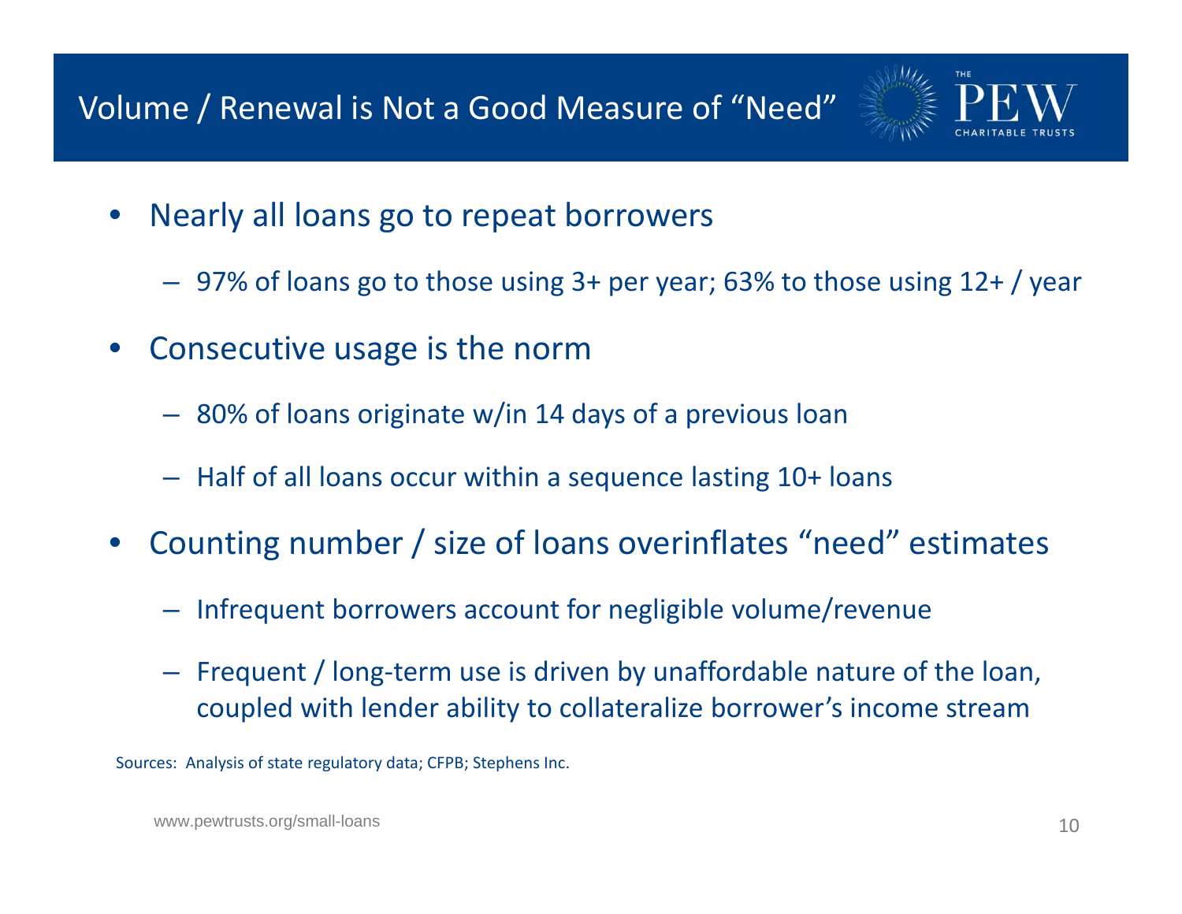# Volume / Renewal is Not a Good Measure of "Need"

- Nearly all loans go to repeat borrowers
  - 97% of loans go to those using 3+ per year; 63% to those using 12+ / year
- Consecutive usage is the norm
  - 80% of loans originate w/in 14 days of a previous loan
  - Half of all loans occur within a sequence lasting 10+ loans
- Counting number / size of loans overinflates "need" estimates
  - Infrequent borrowers account for negligible volume/revenue
  - Frequent / long-term use is driven by unaffordable nature of the loan, coupled with lender ability to collateralize borrower's income stream

Sources: Analysis of state regulatory data; CFPB; Stephens Inc.

www.pewtrusts.org/small-loans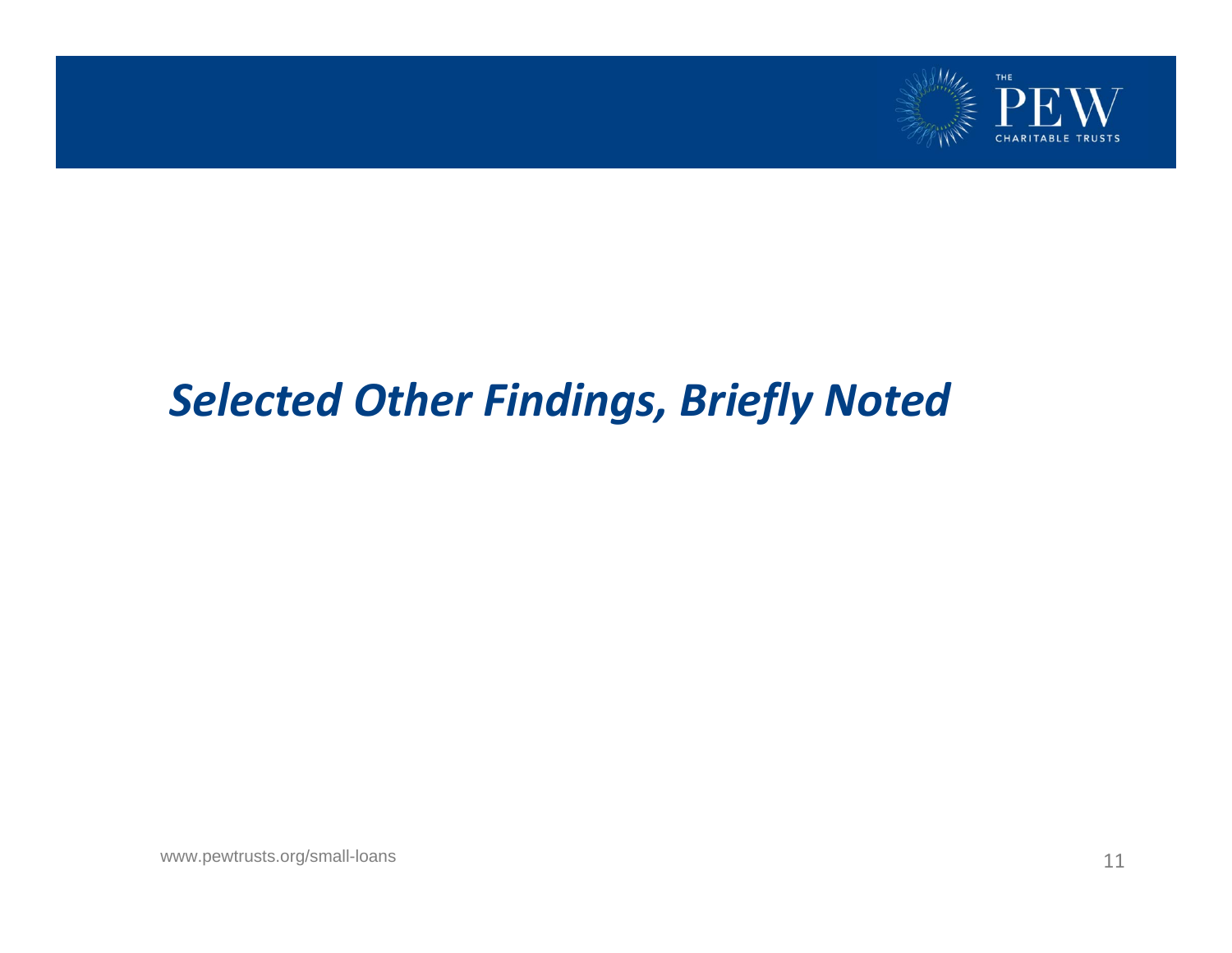# *Selected Other Findings, Briefly Noted*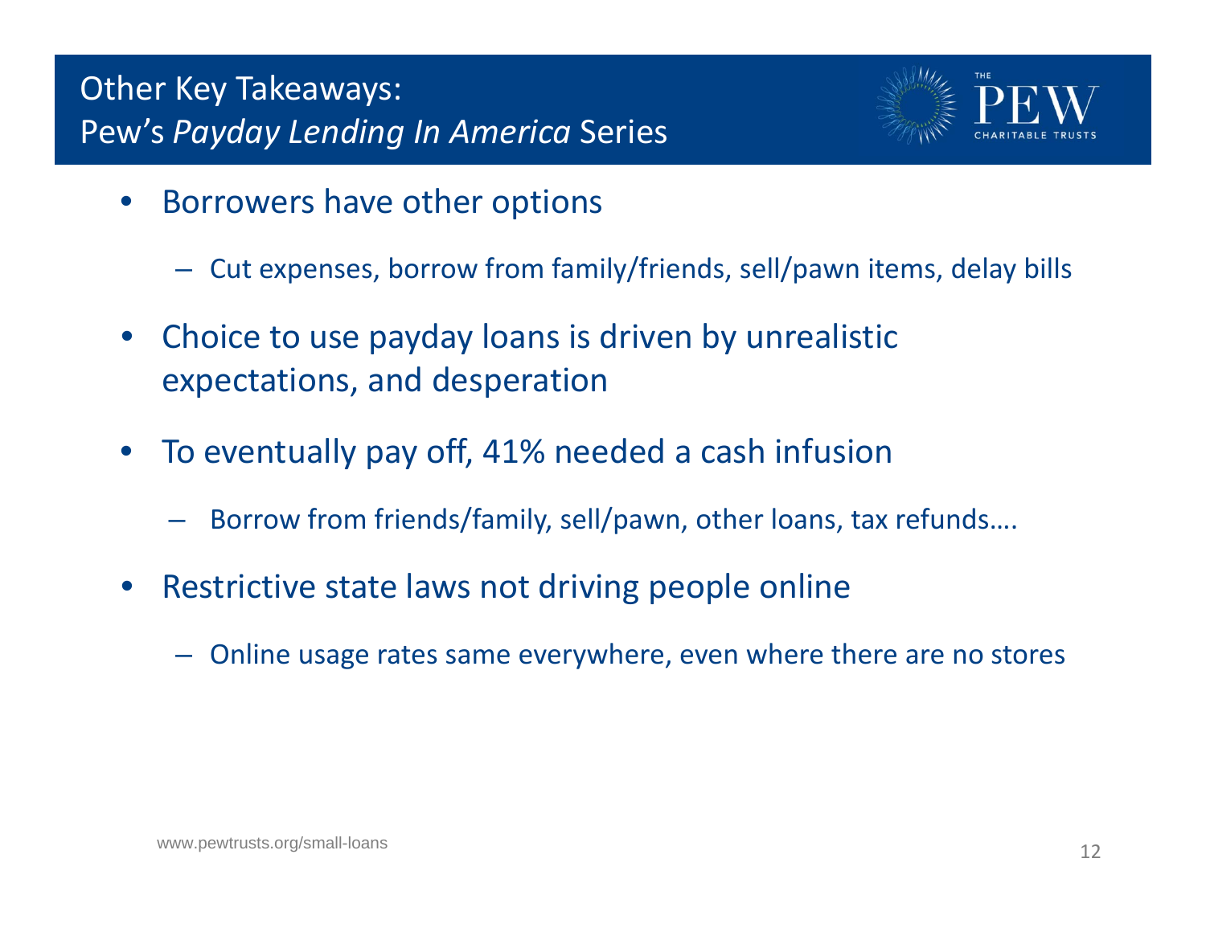# Other Key Takeaways: Pew's *Payday Lending In America* Series

- Borrowers have other options
  - Cut expenses, borrow from family/friends, sell/pawn items, delay bills
- Choice to use payday loans is driven by unrealistic expectations, and desperation
- To eventually pay off, 41% needed a cash infusion
  - Borrow from friends/family, sell/pawn, other loans, tax refunds….
- Restrictive state laws not driving people online
  - Online usage rates same everywhere, even where there are no stores

www.pewtrusts.org/small-loans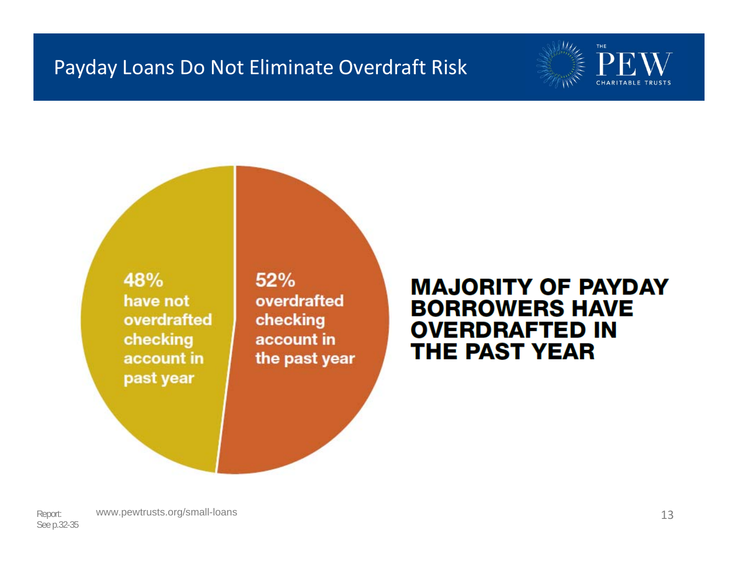# Payday Loans Do Not Eliminate Overdraft Risk

48% have not overdrafted checking account in past year

52% overdrafted checking account in the past year

**MAJORITY OF PAYDAY BORROWERS HAVE OVERDRAFTED IN THE PAST YEAR**

Report: See p.32-35

www.pewtrusts.org/small-loans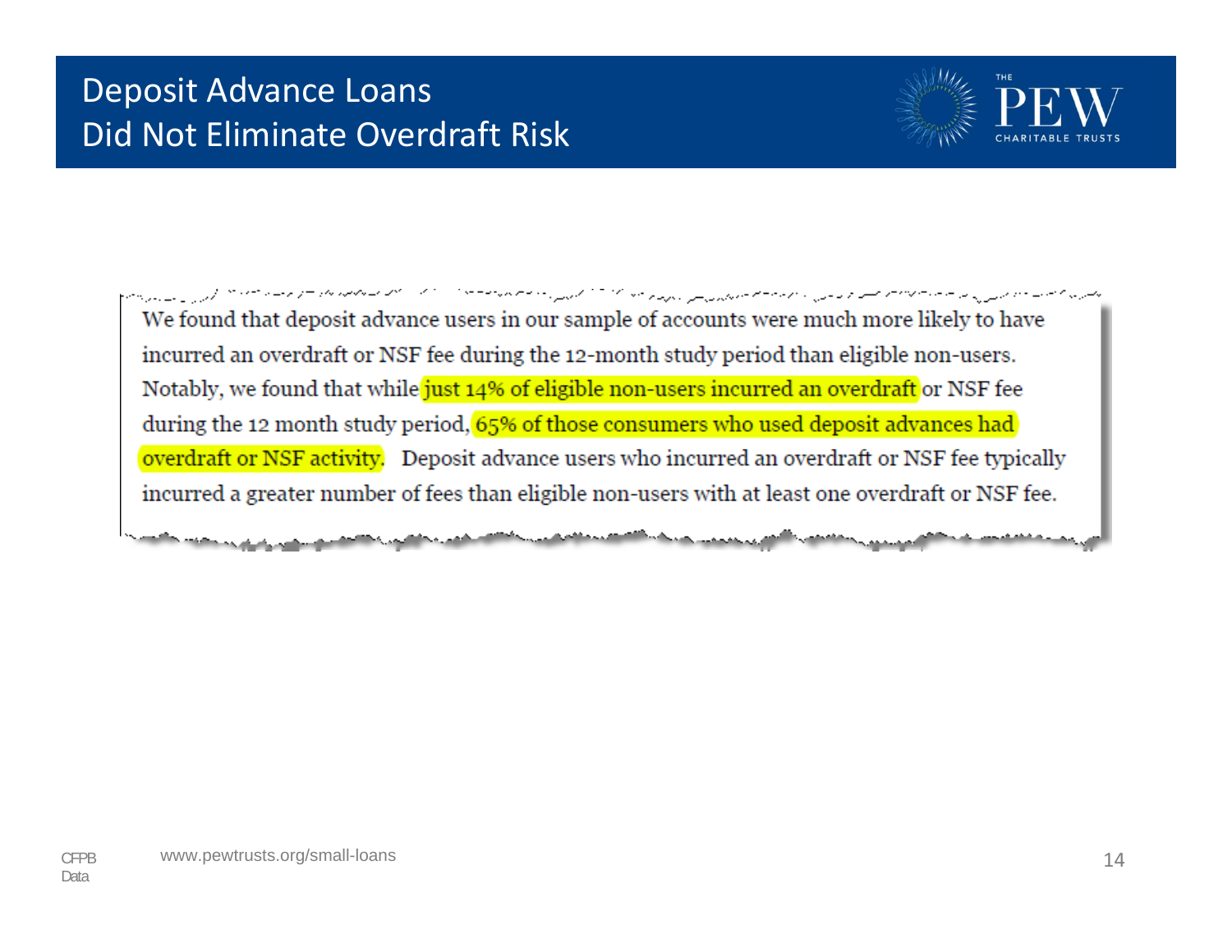# Deposit Advance Loans Did Not Eliminate Overdraft Risk

THE PEW CHARITABLE TRUSTS

> We found that deposit advance users in our sample of accounts were much more likely to have incurred an overdraft or NSF fee during the 12-month study period than eligible non-users. Notably, we found that while just 14% of eligible non-users incurred an overdraft or NSF fee during the 12 month study period, 65% of those consumers who used deposit advances had overdraft or NSF activity. Deposit advance users who incurred an overdraft or NSF fee typically incurred a greater number of fees than eligible non-users with at least one overdraft or NSF fee.

CFPB Data

www.pewtrusts.org/small-loans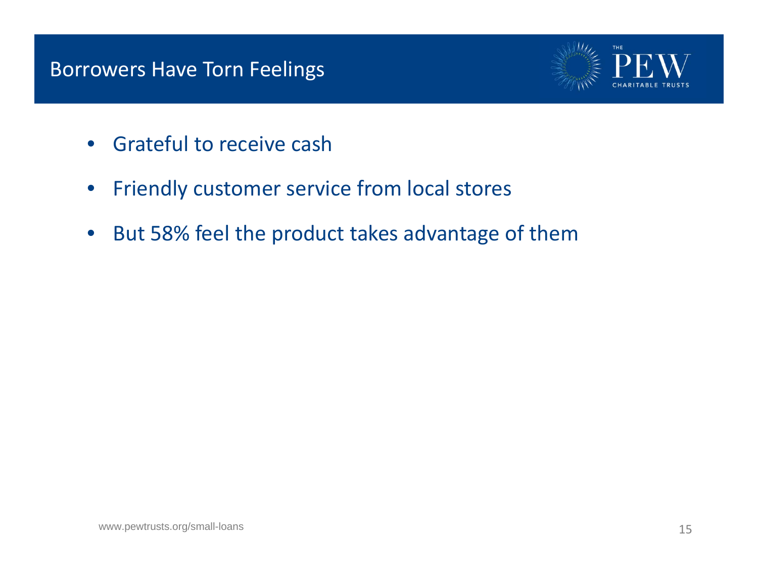# Borrowers Have Torn Feelings

- Grateful to receive cash
- Friendly customer service from local stores
- But 58% feel the product takes advantage of them

www.pewtrusts.org/small-loans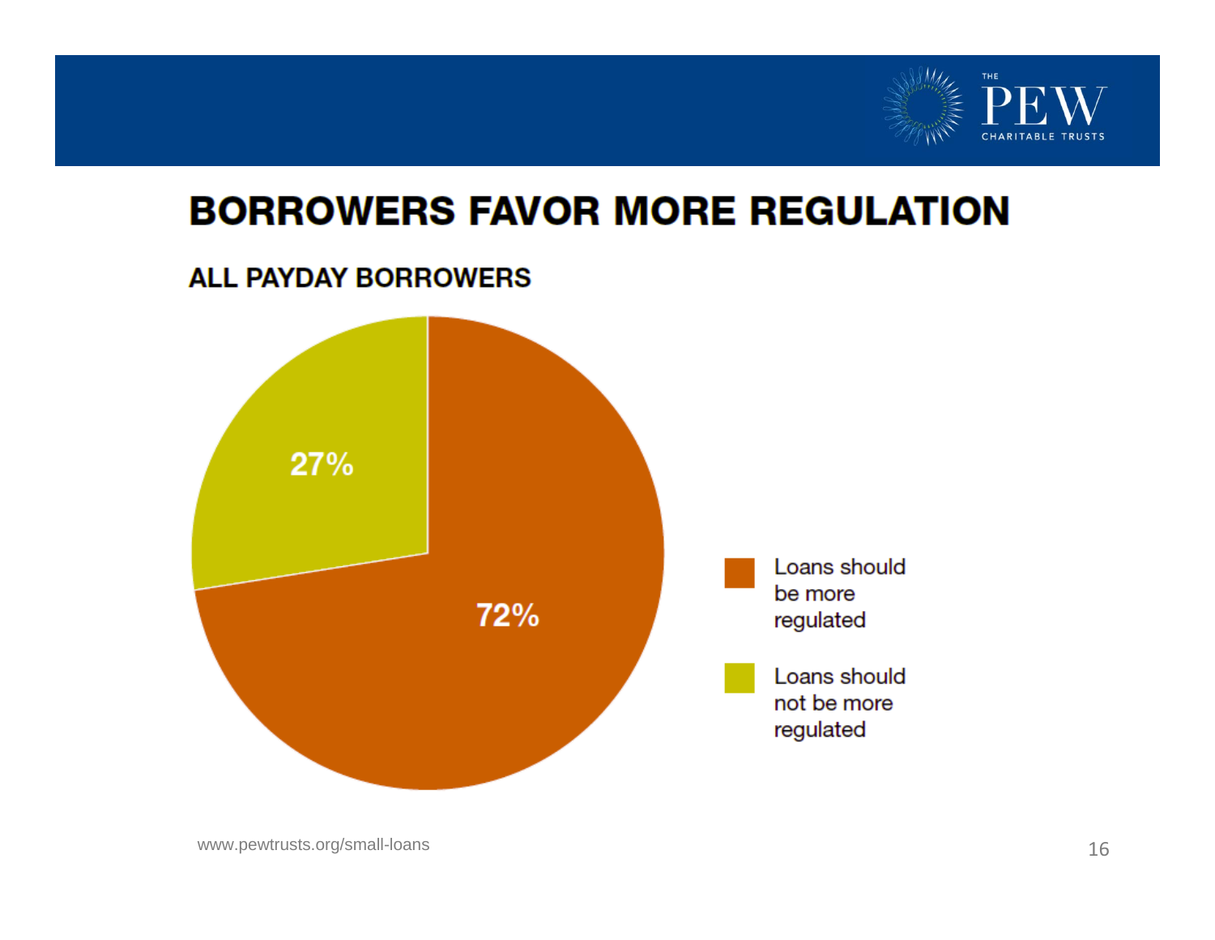# BORROWERS FAVOR MORE REGULATION

## ALL PAYDAY BORROWERS

27%

72%

- Loans should be more regulated
- Loans should not be more regulated

www.pewtrusts.org/small-loans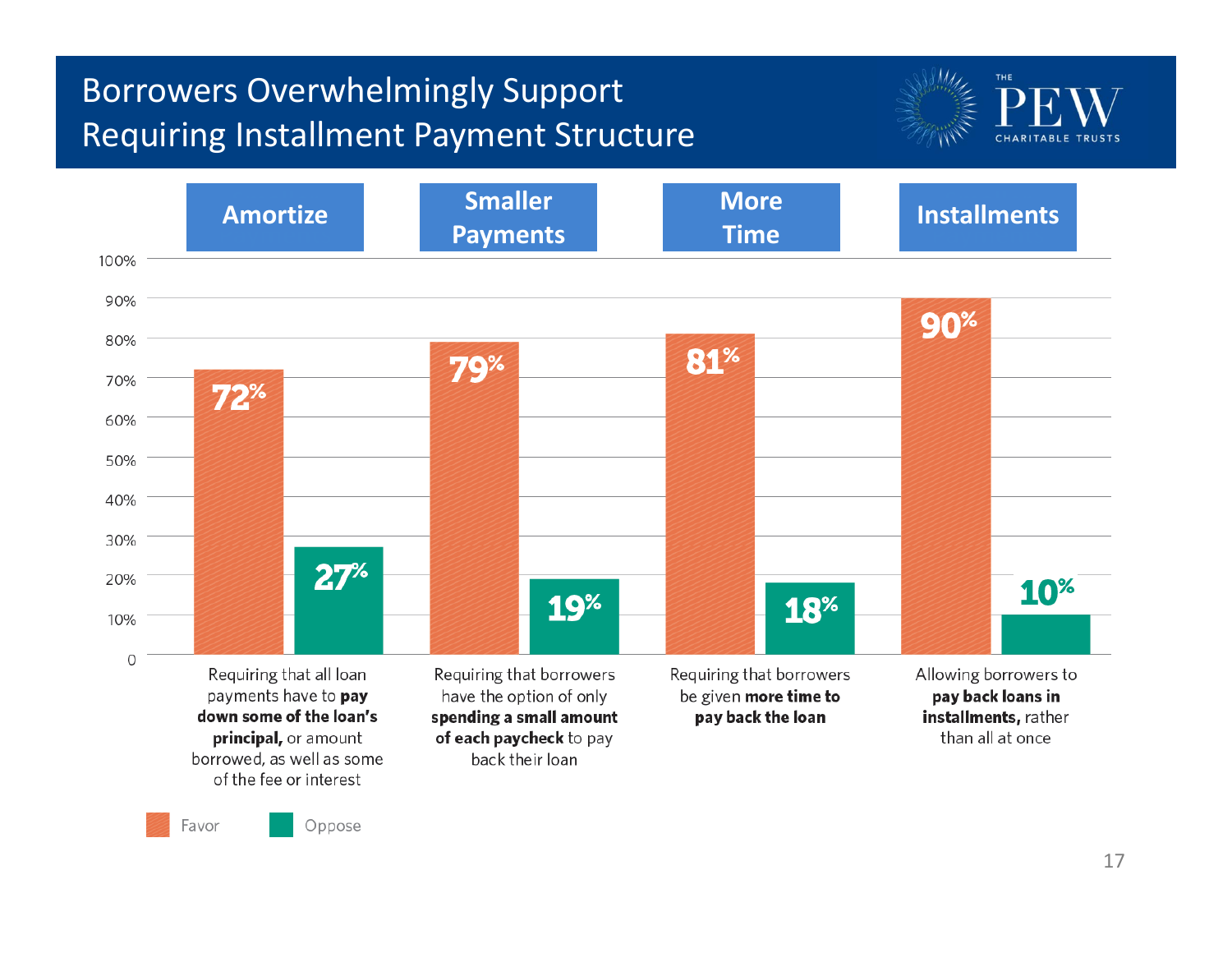# Borrowers Overwhelmingly Support Requiring Installment Payment Structure

| | Amortize | Smaller Payments | More Time | Installments |
|---|---|---|---|---|
| | Requiring that all loan payments have to **pay down some of the loan's principal,** or amount borrowed, as well as some of the fee or interest | Requiring that borrowers have the option of only **spending a small amount of each paycheck** to pay back their loan | Requiring that borrowers be given **more time to pay back the loan** | Allowing borrowers to **pay back loans in installments,** rather than all at once |
| Favor | 72% | 79% | 81% | 90% |
| Oppose | 27% | 19% | 18% | 10% |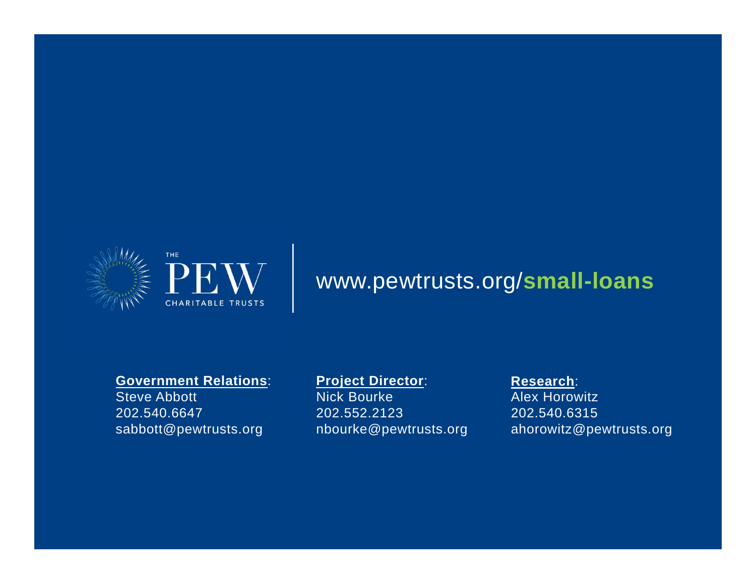THE PEW CHARITABLE TRUSTS

www.pewtrusts.org/**small-loans**

**Government Relations**:
Steve Abbott
202.540.6647
sabbott@pewtrusts.org

**Project Director**:
Nick Bourke
202.552.2123
nbourke@pewtrusts.org

**Research**:
Alex Horowitz
202.540.6315
ahorowitz@pewtrusts.org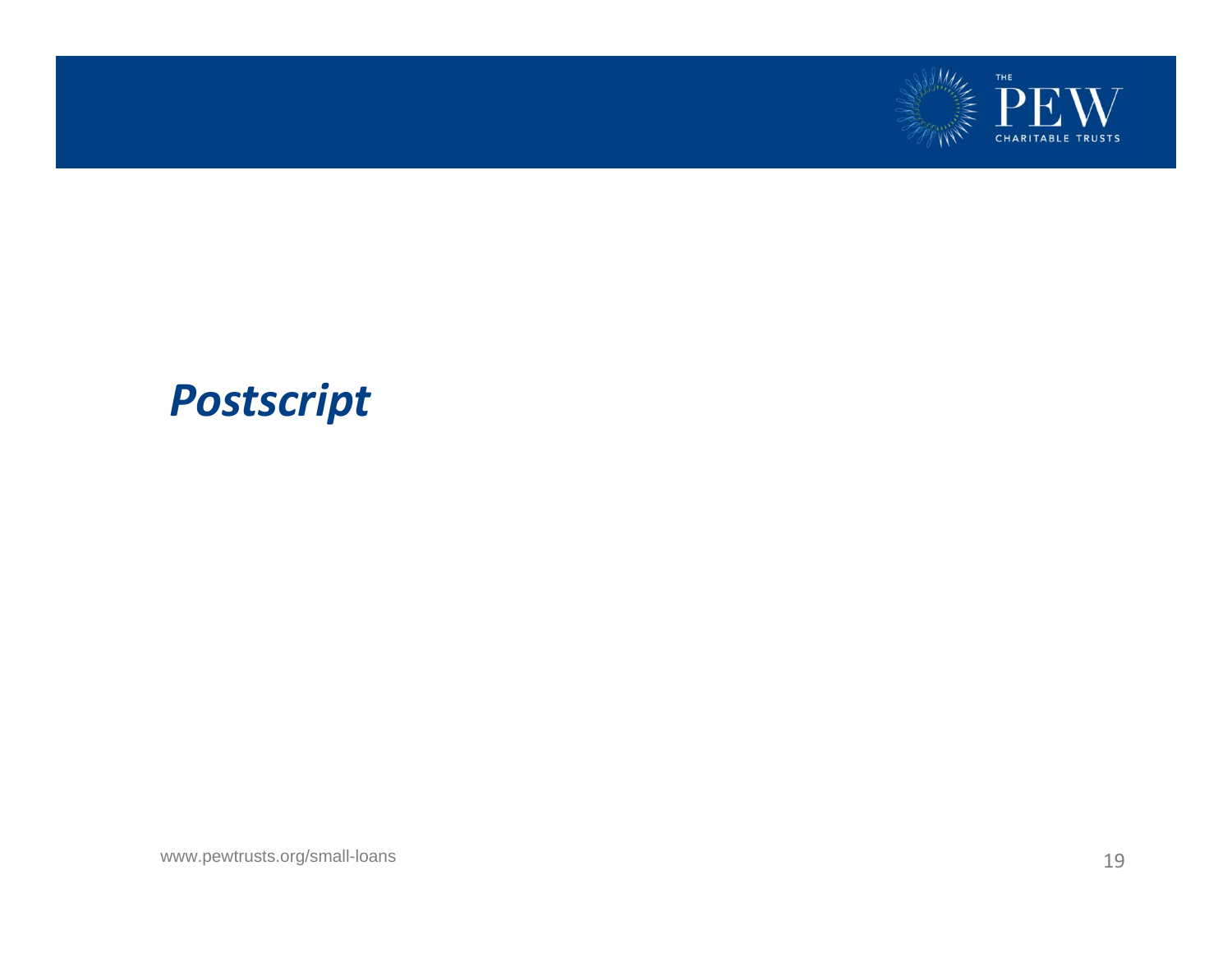# *Postscript*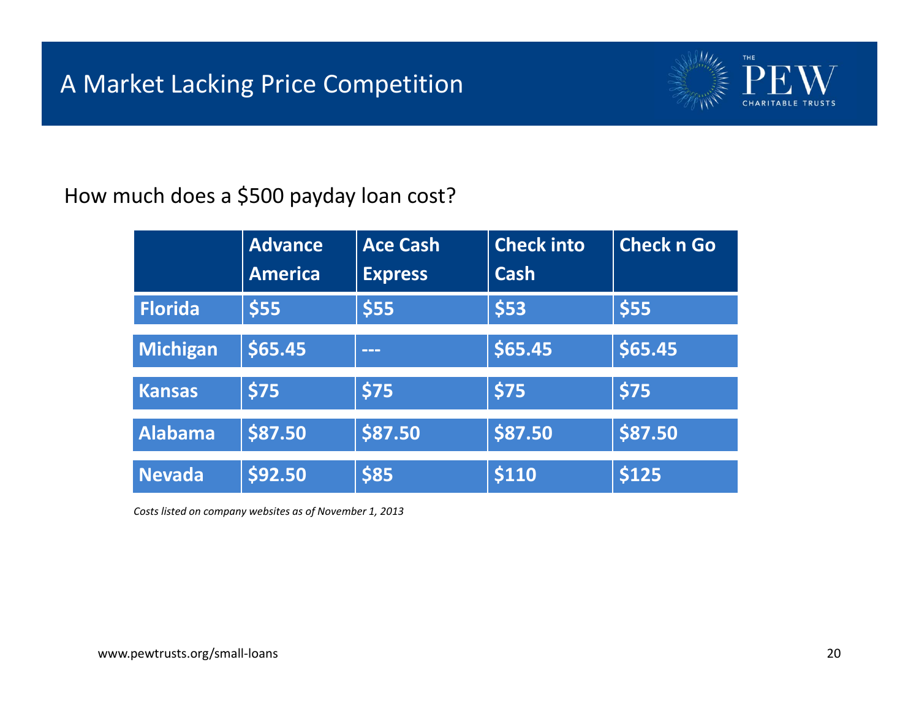# A Market Lacking Price Competition

How much does a $500 payday loan cost?

| | Advance America | Ace Cash Express | Check into Cash | Check n Go |
|---|---|---|---|---|
| **Florida** | $55 | $55 | $53 | $55 |
| **Michigan** | $65.45 | --- | $65.45 | $65.45 |
| **Kansas** | $75 | $75 | $75 | $75 |
| **Alabama** | $87.50 | $87.50 | $87.50 | $87.50 |
| **Nevada** | $92.50 | $85 | $110 | $125 |

*Costs listed on company websites as of November 1, 2013*

www.pewtrusts.org/small-loans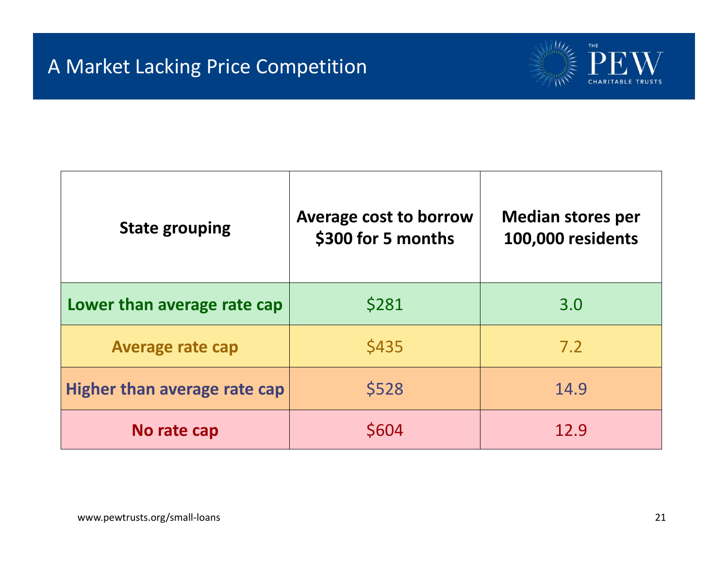# A Market Lacking Price Competition

| State grouping | Average cost to borrow $300 for 5 months | Median stores per 100,000 residents |
|---|---|---|
| **Lower than average rate cap** | $281 | 3.0 |
| **Average rate cap** | $435 | 7.2 |
| **Higher than average rate cap** | $528 | 14.9 |
| **No rate cap** | $604 | 12.9 |

www.pewtrusts.org/small-loans